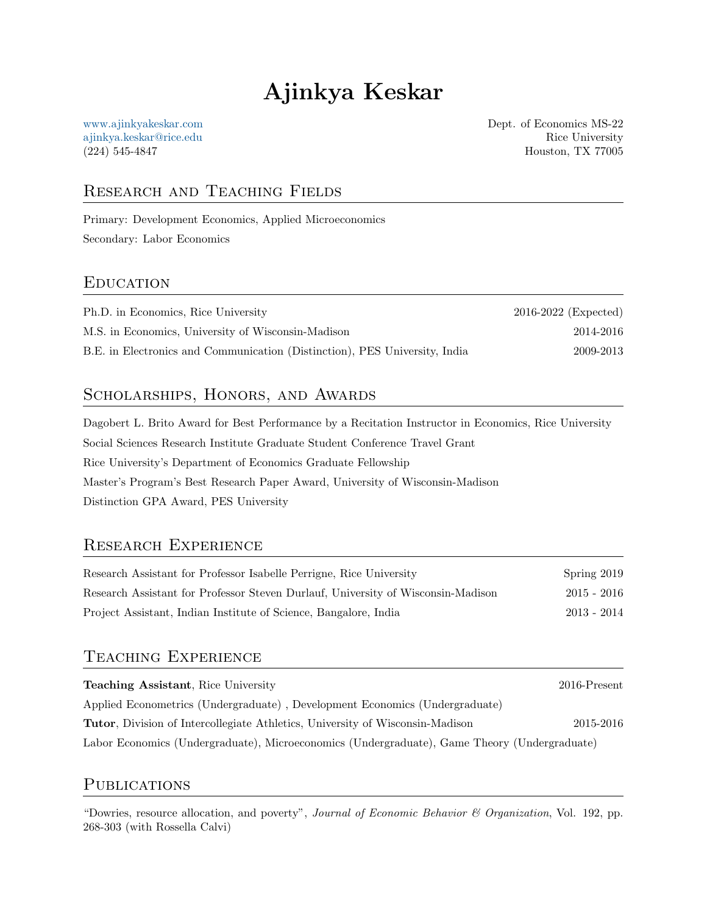# Ajinkya Keskar

www.ajinkyakeskar.com
ajinkya.keskar@rice.edu
(224) 545-4847

Dept. of Economics MS-22
Rice University
Houston, TX 77005

## Research and Teaching Fields

Primary: Development Economics, Applied Microeconomics

Secondary: Labor Economics

## Education

Ph.D. in Economics, Rice University — 2016-2022 (Expected)

M.S. in Economics, University of Wisconsin-Madison — 2014-2016

B.E. in Electronics and Communication (Distinction), PES University, India — 2009-2013

## Scholarships, Honors, and Awards

Dagobert L. Brito Award for Best Performance by a Recitation Instructor in Economics, Rice University

Social Sciences Research Institute Graduate Student Conference Travel Grant

Rice University's Department of Economics Graduate Fellowship

Master's Program's Best Research Paper Award, University of Wisconsin-Madison

Distinction GPA Award, PES University

## Research Experience

Research Assistant for Professor Isabelle Perrigne, Rice University — Spring 2019

Research Assistant for Professor Steven Durlauf, University of Wisconsin-Madison — 2015 - 2016

Project Assistant, Indian Institute of Science, Bangalore, India — 2013 - 2014

## Teaching Experience

**Teaching Assistant**, Rice University — 2016-Present

Applied Econometrics (Undergraduate) , Development Economics (Undergraduate)

**Tutor**, Division of Intercollegiate Athletics, University of Wisconsin-Madison — 2015-2016

Labor Economics (Undergraduate), Microeconomics (Undergraduate), Game Theory (Undergraduate)

## Publications

"Dowries, resource allocation, and poverty", *Journal of Economic Behavior & Organization*, Vol. 192, pp. 268-303 (with Rossella Calvi)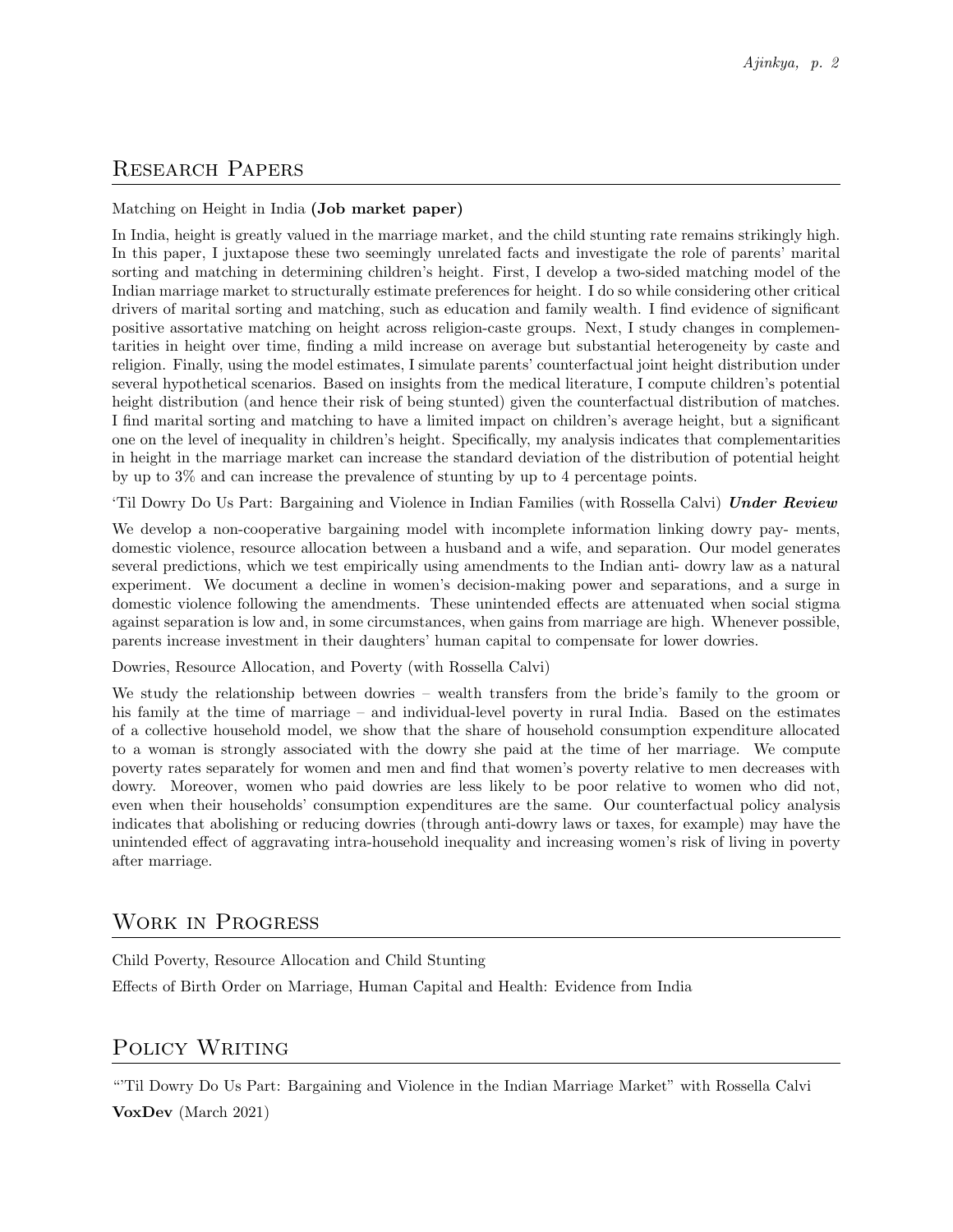## Research Papers

Matching on Height in India **(Job market paper)**

In India, height is greatly valued in the marriage market, and the child stunting rate remains strikingly high. In this paper, I juxtapose these two seemingly unrelated facts and investigate the role of parents' marital sorting and matching in determining children's height. First, I develop a two-sided matching model of the Indian marriage market to structurally estimate preferences for height. I do so while considering other critical drivers of marital sorting and matching, such as education and family wealth. I find evidence of significant positive assortative matching on height across religion-caste groups. Next, I study changes in complementarities in height over time, finding a mild increase on average but substantial heterogeneity by caste and religion. Finally, using the model estimates, I simulate parents' counterfactual joint height distribution under several hypothetical scenarios. Based on insights from the medical literature, I compute children's potential height distribution (and hence their risk of being stunted) given the counterfactual distribution of matches. I find marital sorting and matching to have a limited impact on children's average height, but a significant one on the level of inequality in children's height. Specifically, my analysis indicates that complementarities in height in the marriage market can increase the standard deviation of the distribution of potential height by up to 3% and can increase the prevalence of stunting by up to 4 percentage points.

'Til Dowry Do Us Part: Bargaining and Violence in Indian Families (with Rossella Calvi) ***Under Review***

We develop a non-cooperative bargaining model with incomplete information linking dowry pay- ments, domestic violence, resource allocation between a husband and a wife, and separation. Our model generates several predictions, which we test empirically using amendments to the Indian anti- dowry law as a natural experiment. We document a decline in women's decision-making power and separations, and a surge in domestic violence following the amendments. These unintended effects are attenuated when social stigma against separation is low and, in some circumstances, when gains from marriage are high. Whenever possible, parents increase investment in their daughters' human capital to compensate for lower dowries.

Dowries, Resource Allocation, and Poverty (with Rossella Calvi)

We study the relationship between dowries – wealth transfers from the bride's family to the groom or his family at the time of marriage – and individual-level poverty in rural India. Based on the estimates of a collective household model, we show that the share of household consumption expenditure allocated to a woman is strongly associated with the dowry she paid at the time of her marriage. We compute poverty rates separately for women and men and find that women's poverty relative to men decreases with dowry. Moreover, women who paid dowries are less likely to be poor relative to women who did not, even when their households' consumption expenditures are the same. Our counterfactual policy analysis indicates that abolishing or reducing dowries (through anti-dowry laws or taxes, for example) may have the unintended effect of aggravating intra-household inequality and increasing women's risk of living in poverty after marriage.

## Work in Progress

Child Poverty, Resource Allocation and Child Stunting

Effects of Birth Order on Marriage, Human Capital and Health: Evidence from India

## Policy Writing

"'Til Dowry Do Us Part: Bargaining and Violence in the Indian Marriage Market" with Rossella Calvi

**VoxDev** (March 2021)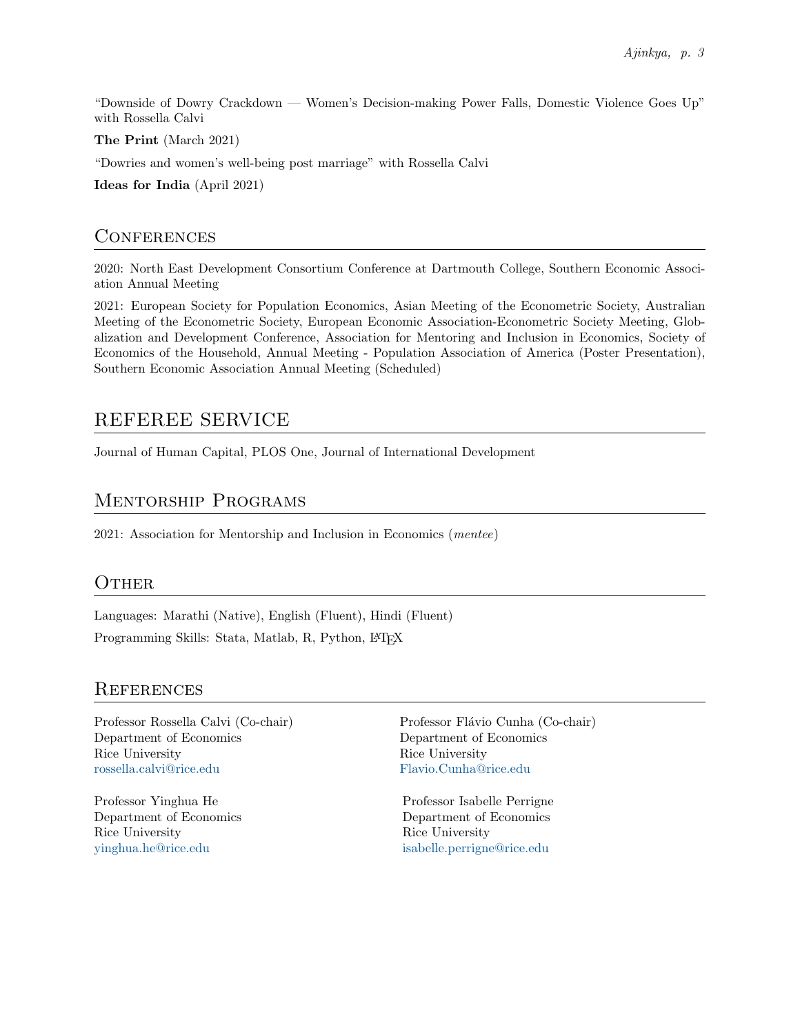"Downside of Dowry Crackdown — Women's Decision-making Power Falls, Domestic Violence Goes Up" with Rossella Calvi

**The Print** (March 2021)

"Dowries and women's well-being post marriage" with Rossella Calvi

**Ideas for India** (April 2021)

## Conferences

2020: North East Development Consortium Conference at Dartmouth College, Southern Economic Association Annual Meeting

2021: European Society for Population Economics, Asian Meeting of the Econometric Society, Australian Meeting of the Econometric Society, European Economic Association-Econometric Society Meeting, Globalization and Development Conference, Association for Mentoring and Inclusion in Economics, Society of Economics of the Household, Annual Meeting - Population Association of America (Poster Presentation), Southern Economic Association Annual Meeting (Scheduled)

# REFEREE SERVICE

Journal of Human Capital, PLOS One, Journal of International Development

## Mentorship Programs

2021: Association for Mentorship and Inclusion in Economics (*mentee*)

## Other

Languages: Marathi (Native), English (Fluent), Hindi (Fluent)

Programming Skills: Stata, Matlab, R, Python, LaTeX

## References

Professor Rossella Calvi (Co-chair)
Department of Economics
Rice University
rossella.calvi@rice.edu

Professor Flávio Cunha (Co-chair)
Department of Economics
Rice University
Flavio.Cunha@rice.edu

Professor Yinghua He
Department of Economics
Rice University
yinghua.he@rice.edu

Professor Isabelle Perrigne
Department of Economics
Rice University
isabelle.perrigne@rice.edu